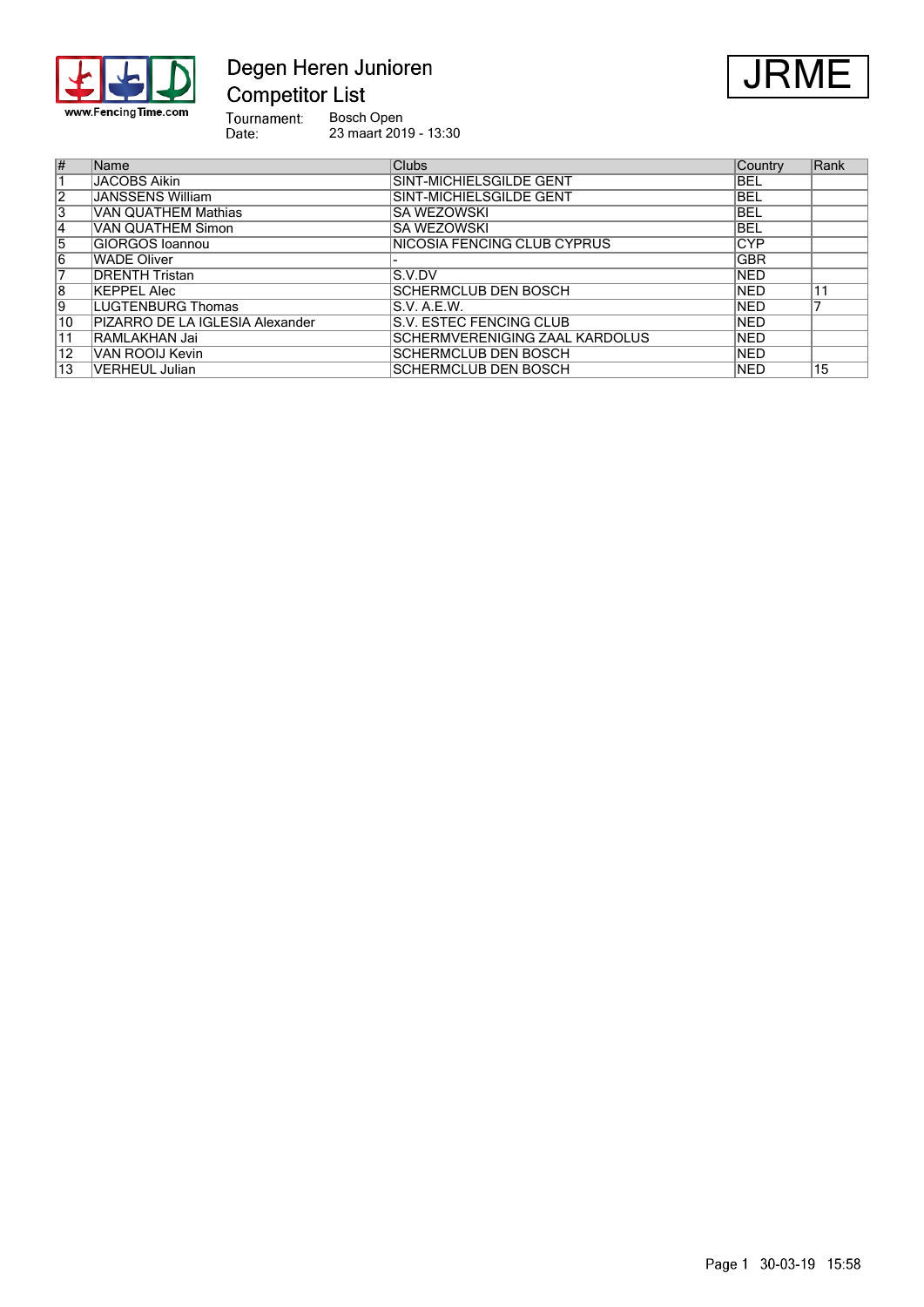# Degen Heren Junioren

## Competitor List

**JRME**

Tournament: Bosch Open
Date: 23 maart 2019 - 13:30

| # | Name | Clubs | Country | Rank |
|---|---|---|---|---|
| 1 | JACOBS Aikin | SINT-MICHIELSGILDE GENT | BEL | |
| 2 | JANSSENS William | SINT-MICHIELSGILDE GENT | BEL | |
| 3 | VAN QUATHEM Mathias | SA WEZOWSKI | BEL | |
| 4 | VAN QUATHEM Simon | SA WEZOWSKI | BEL | |
| 5 | GIORGOS Ioannou | NICOSIA FENCING CLUB CYPRUS | CYP | |
| 6 | WADE Oliver | - | GBR | |
| 7 | DRENTH Tristan | S.V.DV | NED | |
| 8 | KEPPEL Alec | SCHERMCLUB DEN BOSCH | NED | 11 |
| 9 | LUGTENBURG Thomas | S.V. A.E.W. | NED | 7 |
| 10 | PIZARRO DE LA IGLESIA Alexander | S.V. ESTEC FENCING CLUB | NED | |
| 11 | RAMLAKHAN Jai | SCHERMVERENIGING ZAAL KARDOLUS | NED | |
| 12 | VAN ROOIJ Kevin | SCHERMCLUB DEN BOSCH | NED | |
| 13 | VERHEUL Julian | SCHERMCLUB DEN BOSCH | NED | 15 |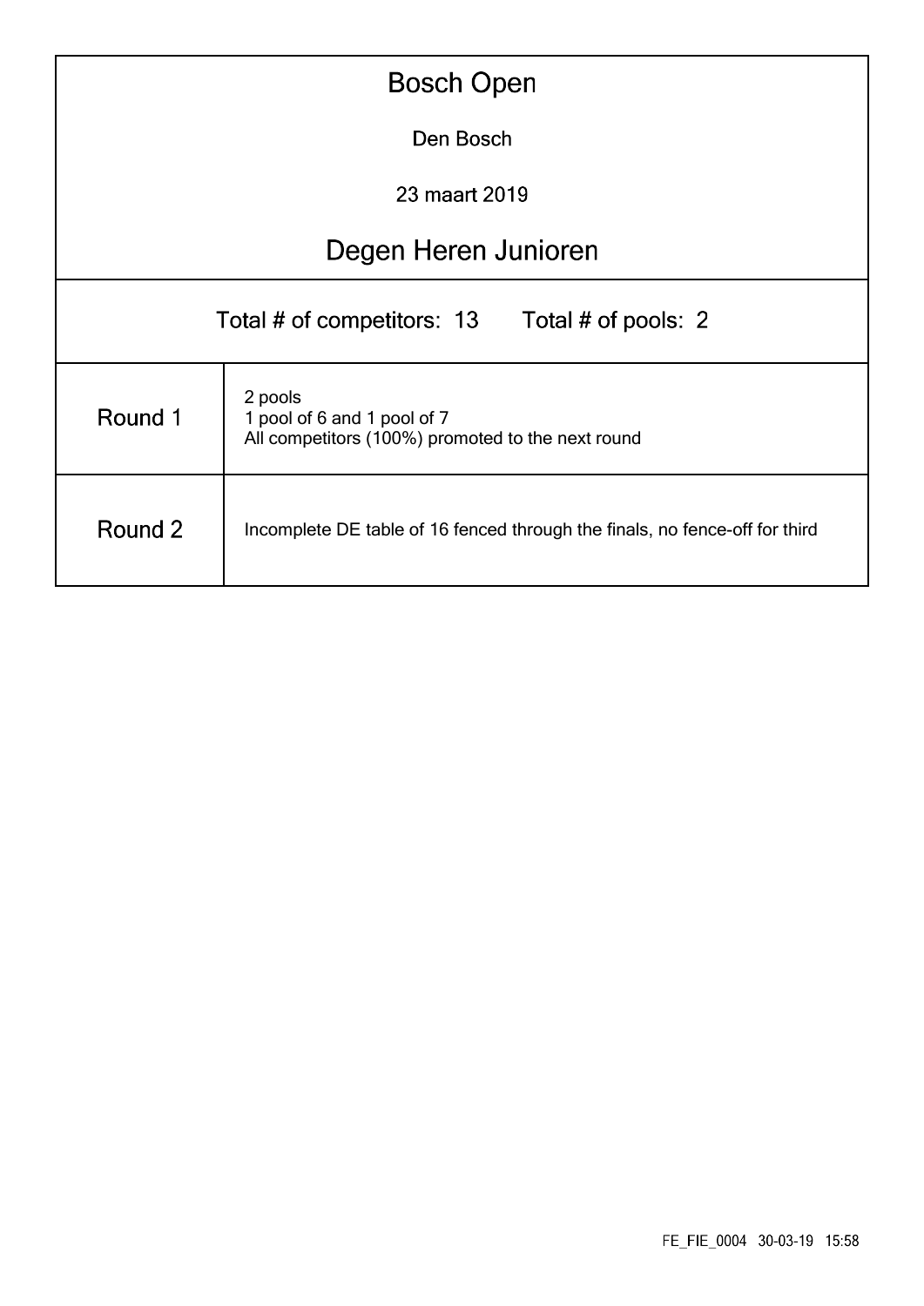# Bosch Open

Den Bosch

23 maart 2019

## Degen Heren Junioren

Total # of competitors: 13 Total # of pools: 2

| | |
|---|---|
| Round 1 | 2 pools<br>1 pool of 6 and 1 pool of 7<br>All competitors (100%) promoted to the next round |
| Round 2 | Incomplete DE table of 16 fenced through the finals, no fence-off for third |

FE_FIE_0004 30-03-19 15:58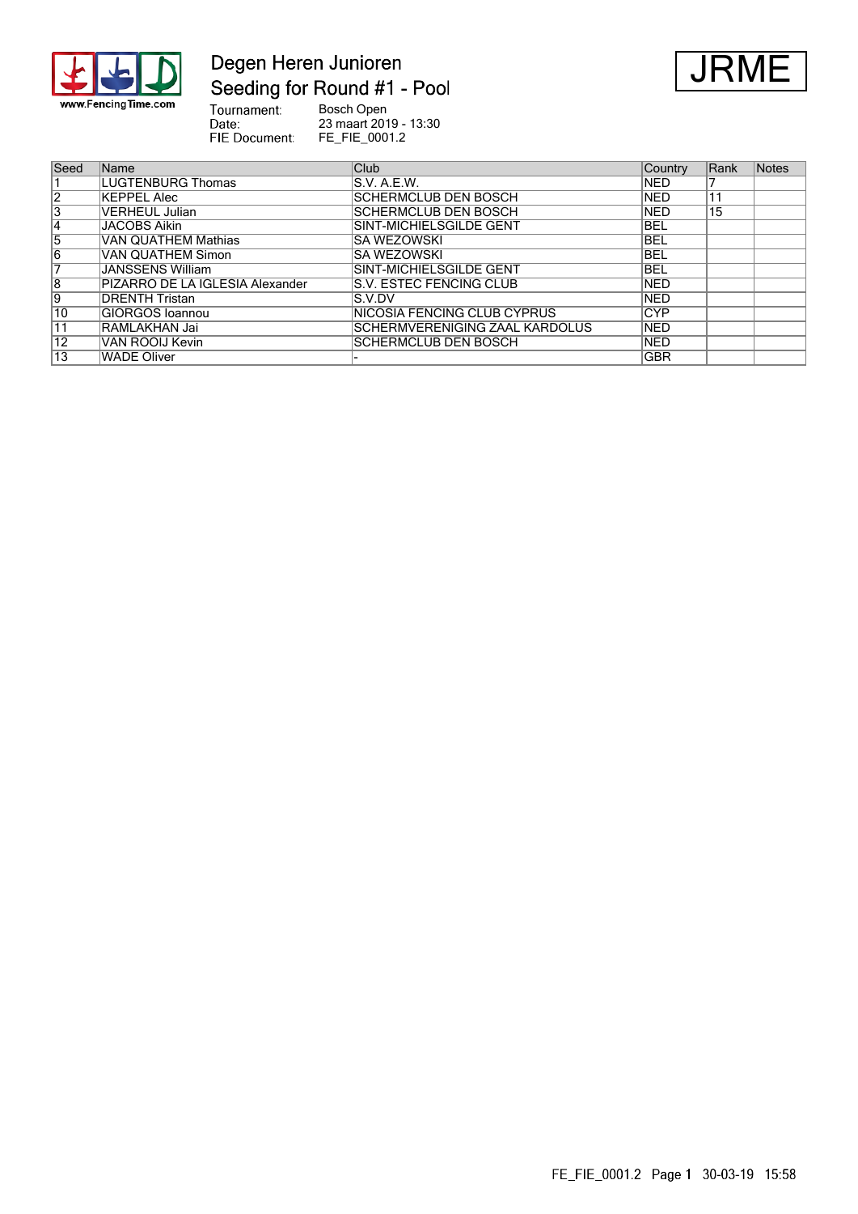# Degen Heren Junioren

## Seeding for Round #1 - Pool

**JRME**

Tournament: Bosch Open
Date: 23 maart 2019 - 13:30
FIE Document: FE_FIE_0001.2

| Seed | Name | Club | Country | Rank | Notes |
|---|---|---|---|---|---|
| 1 | LUGTENBURG Thomas | S.V. A.E.W. | NED | 7 | |
| 2 | KEPPEL Alec | SCHERMCLUB DEN BOSCH | NED | 11 | |
| 3 | VERHEUL Julian | SCHERMCLUB DEN BOSCH | NED | 15 | |
| 4 | JACOBS Aikin | SINT-MICHIELSGILDE GENT | BEL | | |
| 5 | VAN QUATHEM Mathias | SA WEZOWSKI | BEL | | |
| 6 | VAN QUATHEM Simon | SA WEZOWSKI | BEL | | |
| 7 | JANSSENS William | SINT-MICHIELSGILDE GENT | BEL | | |
| 8 | PIZARRO DE LA IGLESIA Alexander | S.V. ESTEC FENCING CLUB | NED | | |
| 9 | DRENTH Tristan | S.V.DV | NED | | |
| 10 | GIORGOS Ioannou | NICOSIA FENCING CLUB CYPRUS | CYP | | |
| 11 | RAMLAKHAN Jai | SCHERMVERENIGING ZAAL KARDOLUS | NED | | |
| 12 | VAN ROOIJ Kevin | SCHERMCLUB DEN BOSCH | NED | | |
| 13 | WADE Oliver | - | GBR | | |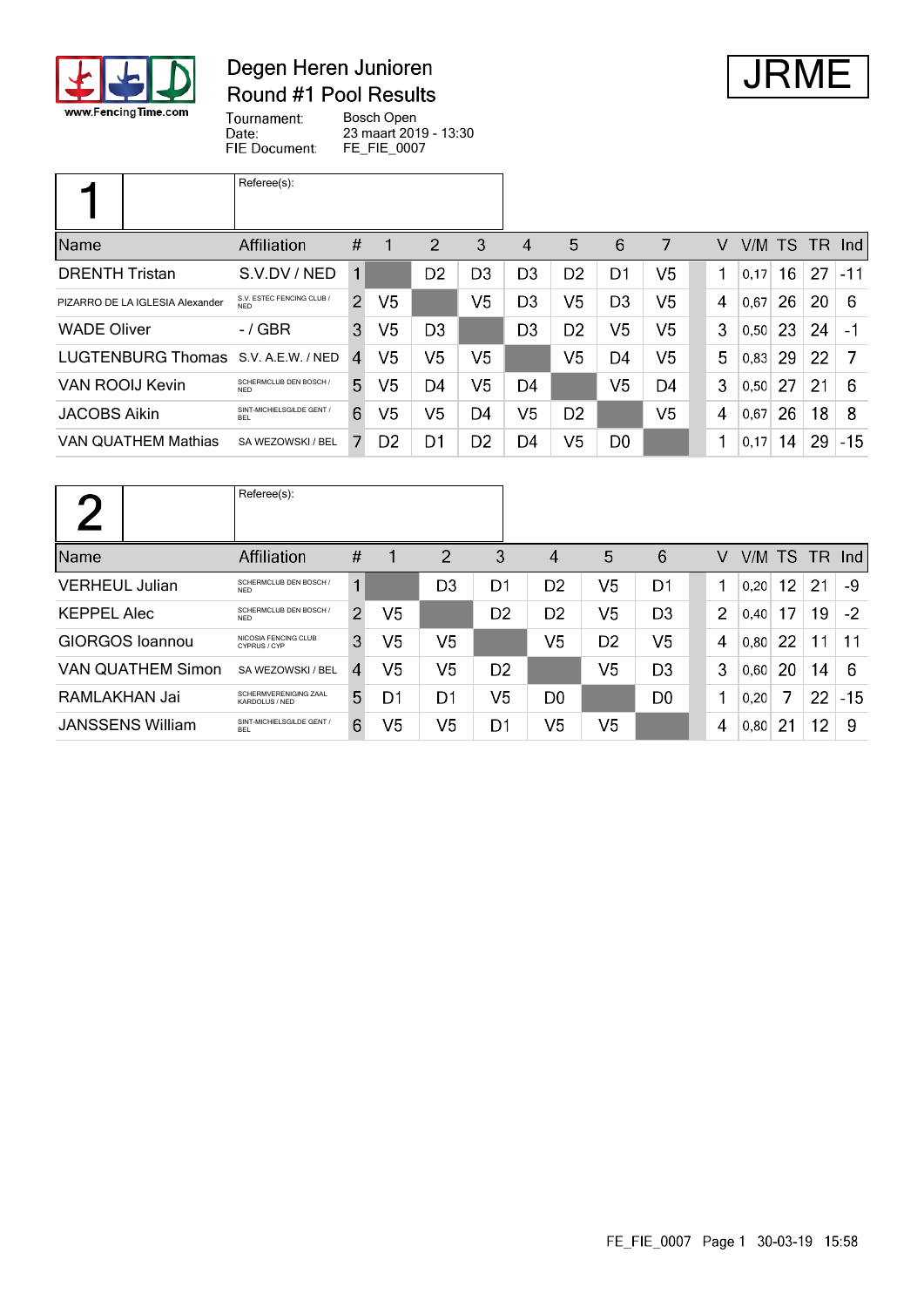# Degen Heren Junioren
## Round #1 Pool Results

**JRME**

Tournament: Bosch Open
Date: 23 maart 2019 - 13:30
FIE Document: FE_FIE_0007

### Pool 1

Referee(s):

| Name | Affiliation | # | 1 | 2 | 3 | 4 | 5 | 6 | 7 | V | V/M | TS | TR | Ind |
|---|---|---|---|---|---|---|---|---|---|---|---|---|---|---|
| DRENTH Tristan | S.V.DV / NED | 1 | | D2 | D3 | D3 | D2 | D1 | V5 | 1 | 0,17 | 16 | 27 | -11 |
| PIZARRO DE LA IGLESIA Alexander | S.V. ESTEC FENCING CLUB / NED | 2 | V5 | | V5 | D3 | V5 | D3 | V5 | 4 | 0,67 | 26 | 20 | 6 |
| WADE Oliver | - / GBR | 3 | V5 | D3 | | D3 | D2 | V5 | V5 | 3 | 0,50 | 23 | 24 | -1 |
| LUGTENBURG Thomas | S.V. A.E.W. / NED | 4 | V5 | V5 | V5 | | V5 | D4 | V5 | 5 | 0,83 | 29 | 22 | 7 |
| VAN ROOIJ Kevin | SCHERMCLUB DEN BOSCH / NED | 5 | V5 | D4 | V5 | D4 | | V5 | D4 | 3 | 0,50 | 27 | 21 | 6 |
| JACOBS Aikin | SINT-MICHIELSGILDE GENT / BEL | 6 | V5 | V5 | D4 | V5 | D2 | | V5 | 4 | 0,67 | 26 | 18 | 8 |
| VAN QUATHEM Mathias | SA WEZOWSKI / BEL | 7 | D2 | D1 | D2 | D4 | V5 | D0 | | 1 | 0,17 | 14 | 29 | -15 |

### Pool 2

Referee(s):

| Name | Affiliation | # | 1 | 2 | 3 | 4 | 5 | 6 | V | V/M | TS | TR | Ind |
|---|---|---|---|---|---|---|---|---|---|---|---|---|---|
| VERHEUL Julian | SCHERMCLUB DEN BOSCH / NED | 1 | | D3 | D1 | D2 | V5 | D1 | 1 | 0,20 | 12 | 21 | -9 |
| KEPPEL Alec | SCHERMCLUB DEN BOSCH / NED | 2 | V5 | | D2 | D2 | V5 | D3 | 2 | 0,40 | 17 | 19 | -2 |
| GIORGOS Ioannou | NICOSIA FENCING CLUB CYPRUS / CYP | 3 | V5 | V5 | | V5 | D2 | V5 | 4 | 0,80 | 22 | 11 | 11 |
| VAN QUATHEM Simon | SA WEZOWSKI / BEL | 4 | V5 | V5 | D2 | | V5 | D3 | 3 | 0,60 | 20 | 14 | 6 |
| RAMLAKHAN Jai | SCHERMVERENIGING ZAAL KARDOLUS / NED | 5 | D1 | D1 | V5 | D0 | | D0 | 1 | 0,20 | 7 | 22 | -15 |
| JANSSENS William | SINT-MICHIELSGILDE GENT / BEL | 6 | V5 | V5 | D1 | V5 | V5 | | 4 | 0,80 | 21 | 12 | 9 |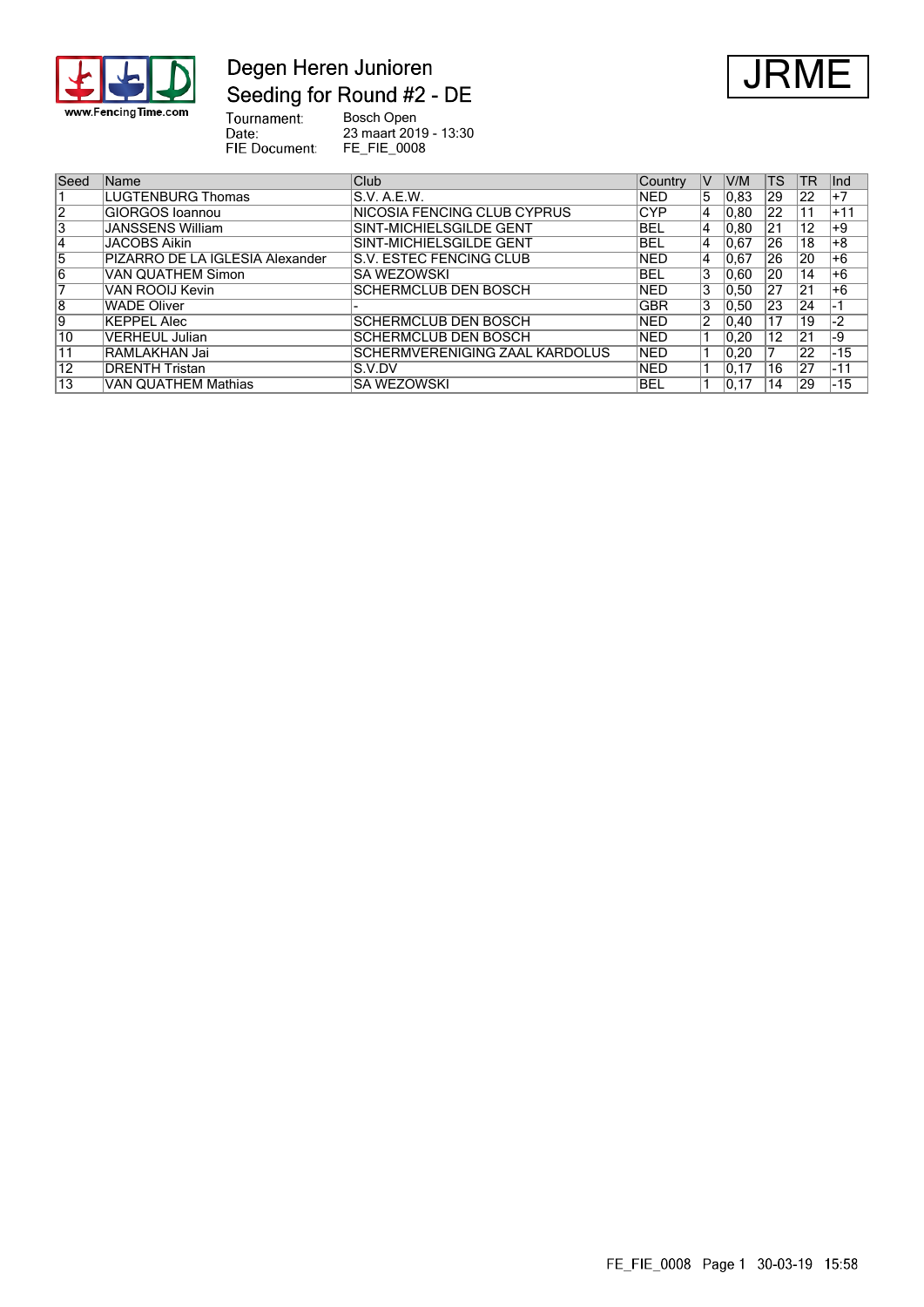# Degen Heren Junioren

## Seeding for Round #2 - DE

**JRME**

Tournament: Bosch Open
Date: 23 maart 2019 - 13:30
FIE Document: FE_FIE_0008

| Seed | Name | Club | Country | V | V/M | TS | TR | Ind |
|---|---|---|---|---|---|---|---|---|
| 1 | LUGTENBURG Thomas | S.V. A.E.W. | NED | 5 | 0,83 | 29 | 22 | +7 |
| 2 | GIORGOS Ioannou | NICOSIA FENCING CLUB CYPRUS | CYP | 4 | 0,80 | 22 | 11 | +11 |
| 3 | JANSSENS William | SINT-MICHIELSGILDE GENT | BEL | 4 | 0,80 | 21 | 12 | +9 |
| 4 | JACOBS Aikin | SINT-MICHIELSGILDE GENT | BEL | 4 | 0,67 | 26 | 18 | +8 |
| 5 | PIZARRO DE LA IGLESIA Alexander | S.V. ESTEC FENCING CLUB | NED | 4 | 0,67 | 26 | 20 | +6 |
| 6 | VAN QUATHEM Simon | SA WEZOWSKI | BEL | 3 | 0,60 | 20 | 14 | +6 |
| 7 | VAN ROOIJ Kevin | SCHERMCLUB DEN BOSCH | NED | 3 | 0,50 | 27 | 21 | +6 |
| 8 | WADE Oliver | - | GBR | 3 | 0,50 | 23 | 24 | -1 |
| 9 | KEPPEL Alec | SCHERMCLUB DEN BOSCH | NED | 2 | 0,40 | 17 | 19 | -2 |
| 10 | VERHEUL Julian | SCHERMCLUB DEN BOSCH | NED | 1 | 0,20 | 12 | 21 | -9 |
| 11 | RAMLAKHAN Jai | SCHERMVERENIGING ZAAL KARDOLUS | NED | 1 | 0,20 | 7 | 22 | -15 |
| 12 | DRENTH Tristan | S.V.DV | NED | 1 | 0,17 | 16 | 27 | -11 |
| 13 | VAN QUATHEM Mathias | SA WEZOWSKI | BEL | 1 | 0,17 | 14 | 29 | -15 |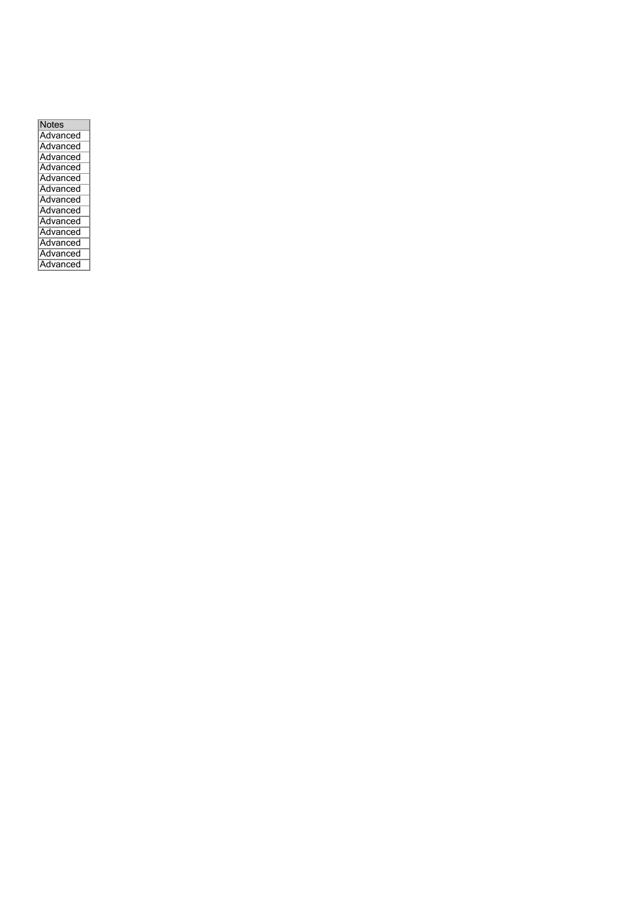| Notes |
| --- |
| Advanced |
| Advanced |
| Advanced |
| Advanced |
| Advanced |
| Advanced |
| Advanced |
| Advanced |
| Advanced |
| Advanced |
| Advanced |
| Advanced |
| Advanced |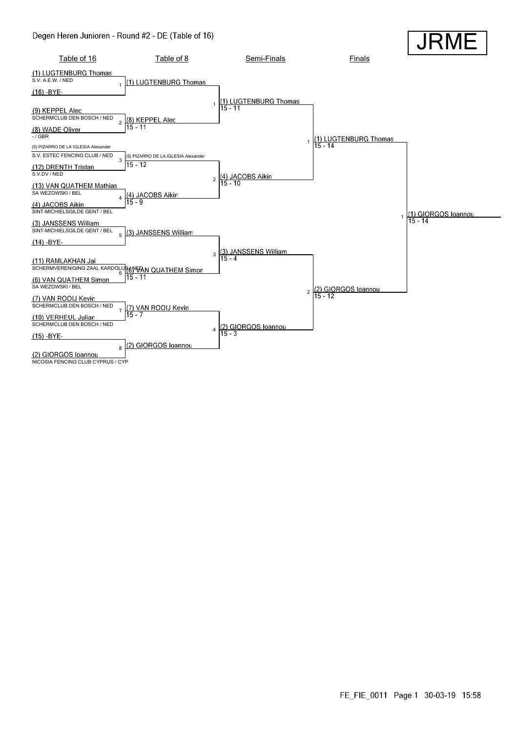# Degen Heren Junioren - Round #2 - DE (Table of 16)

**JRME**

## Table of 16

| Seed | Name | Club / Nation |
|---|---|---|
| (1) | LUGTENBURG Thomas | S.V. A.E.W. / NED |
| (16) | -BYE- | |
| (9) | KEPPEL Alec | SCHERMCLUB DEN BOSCH / NED |
| (8) | WADE Oliver | - / GBR |
| (5) | PIZARRO DE LA IGLESIA Alexander | S.V. ESTEC FENCING CLUB / NED |
| (12) | DRENTH Tristan | S.V.DV / NED |
| (13) | VAN QUATHEM Mathias | SA WEZOWSKI / BEL |
| (4) | JACOBS Aikin | SINT-MICHIELSGILDE GENT / BEL |
| (3) | JANSSENS William | SINT-MICHIELSGILDE GENT / BEL |
| (14) | -BYE- | |
| (11) | RAMLAKHAN Jai | SCHERMVERENIGING ZAAL KARDOLUS / NED |
| (6) | VAN QUATHEM Simon | SA WEZOWSKI / BEL |
| (7) | VAN ROOIJ Kevin | SCHERMCLUB DEN BOSCH / NED |
| (10) | VERHEUL Julian | SCHERMCLUB DEN BOSCH / NED |
| (15) | -BYE- | |
| (2) | GIORGOS Ioannou | NICOSIA FENCING CLUB CYPRUS / CYP |

## Table of 8

| Bout | Winner | Score |
|---|---|---|
| 1 | (1) LUGTENBURG Thomas | |
| 2 | (8) KEPPEL Alec | 15 - 11 |
| 3 | (5) PIZARRO DE LA IGLESIA Alexander | 15 - 12 |
| 4 | (4) JACOBS Aikin | 15 - 9 |
| 5 | (3) JANSSENS William | |
| 6 | (6) VAN QUATHEM Simon | 15 - 11 |
| 7 | (7) VAN ROOIJ Kevin | 15 - 7 |
| 8 | (2) GIORGOS Ioannou | |

## Semi-Finals

| Bout | Winner | Score |
|---|---|---|
| 1 | (1) LUGTENBURG Thomas | 15 - 11 |
| 2 | (4) JACOBS Aikin | 15 - 10 |
| 3 | (3) JANSSENS William | 15 - 4 |
| 4 | (2) GIORGOS Ioannou | 15 - 3 |

## Finals

| Bout | Winner | Score |
|---|---|---|
| 1 | (1) LUGTENBURG Thomas | 15 - 14 |
| 2 | (2) GIORGOS Ioannou | 15 - 12 |

## Winner

| Bout | Winner | Score |
|---|---|---|
| 1 | (1) GIORGOS Ioannou | 15 - 14 |

FE_FIE_0011 Page 1 30-03-19 15:58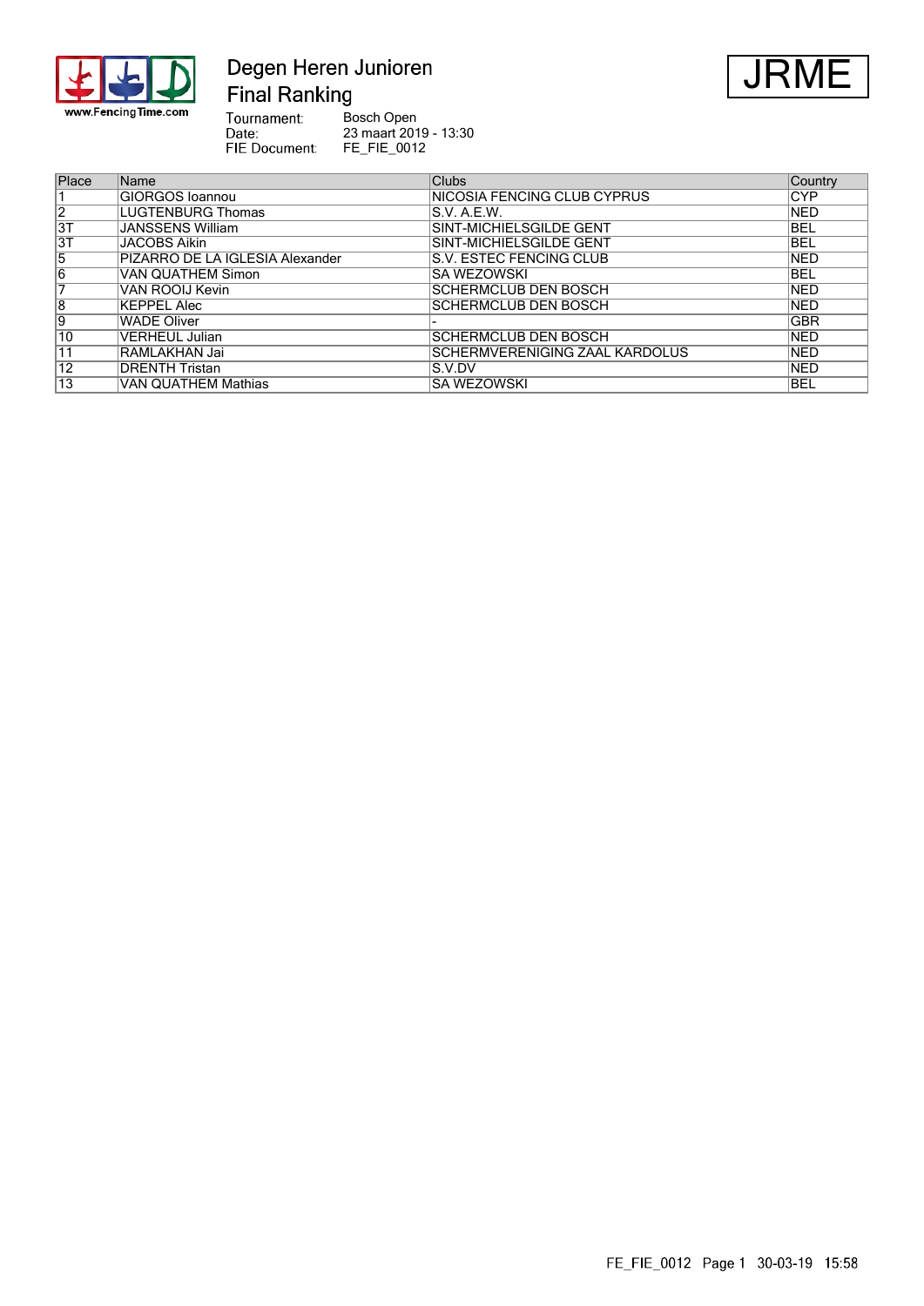# Degen Heren Junioren

## Final Ranking

JRME

Tournament: Bosch Open
Date: 23 maart 2019 - 13:30
FIE Document: FE_FIE_0012

| Place | Name | Clubs | Country |
|---|---|---|---|
| 1 | GIORGOS Ioannou | NICOSIA FENCING CLUB CYPRUS | CYP |
| 2 | LUGTENBURG Thomas | S.V. A.E.W. | NED |
| 3T | JANSSENS William | SINT-MICHIELSGILDE GENT | BEL |
| 3T | JACOBS Aikin | SINT-MICHIELSGILDE GENT | BEL |
| 5 | PIZARRO DE LA IGLESIA Alexander | S.V. ESTEC FENCING CLUB | NED |
| 6 | VAN QUATHEM Simon | SA WEZOWSKI | BEL |
| 7 | VAN ROOIJ Kevin | SCHERMCLUB DEN BOSCH | NED |
| 8 | KEPPEL Alec | SCHERMCLUB DEN BOSCH | NED |
| 9 | WADE Oliver | - | GBR |
| 10 | VERHEUL Julian | SCHERMCLUB DEN BOSCH | NED |
| 11 | RAMLAKHAN Jai | SCHERMVERENIGING ZAAL KARDOLUS | NED |
| 12 | DRENTH Tristan | S.V.DV | NED |
| 13 | VAN QUATHEM Mathias | SA WEZOWSKI | BEL |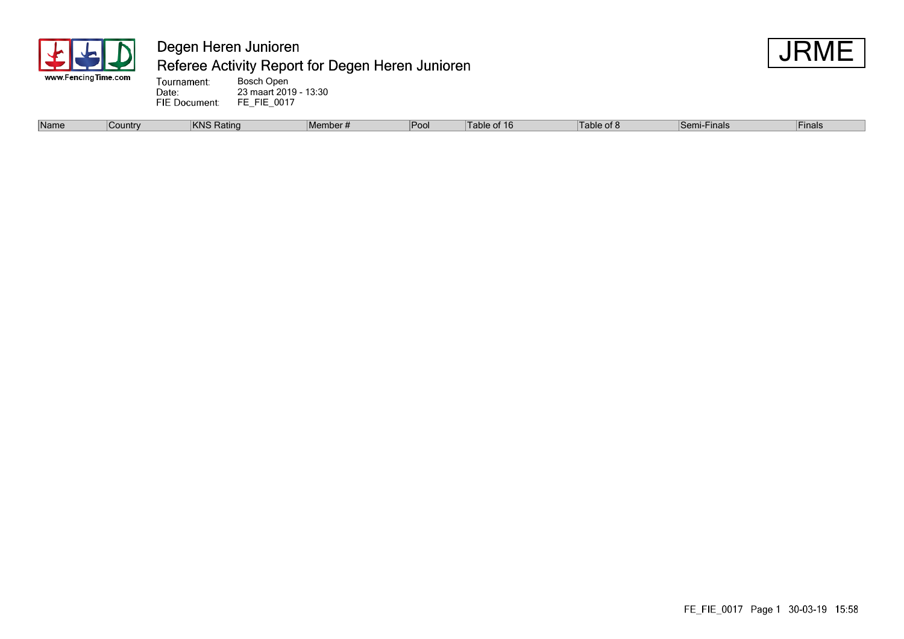# Degen Heren Junioren

## Referee Activity Report for Degen Heren Junioren

JRME

Tournament: Bosch Open
Date: 23 maart 2019 - 13:30
FIE Document: FE_FIE_0017

| Name | Country | KNS Rating | Member # | Pool | Table of 16 | Table of 8 | Semi-Finals | Finals |
|---|---|---|---|---|---|---|---|---|